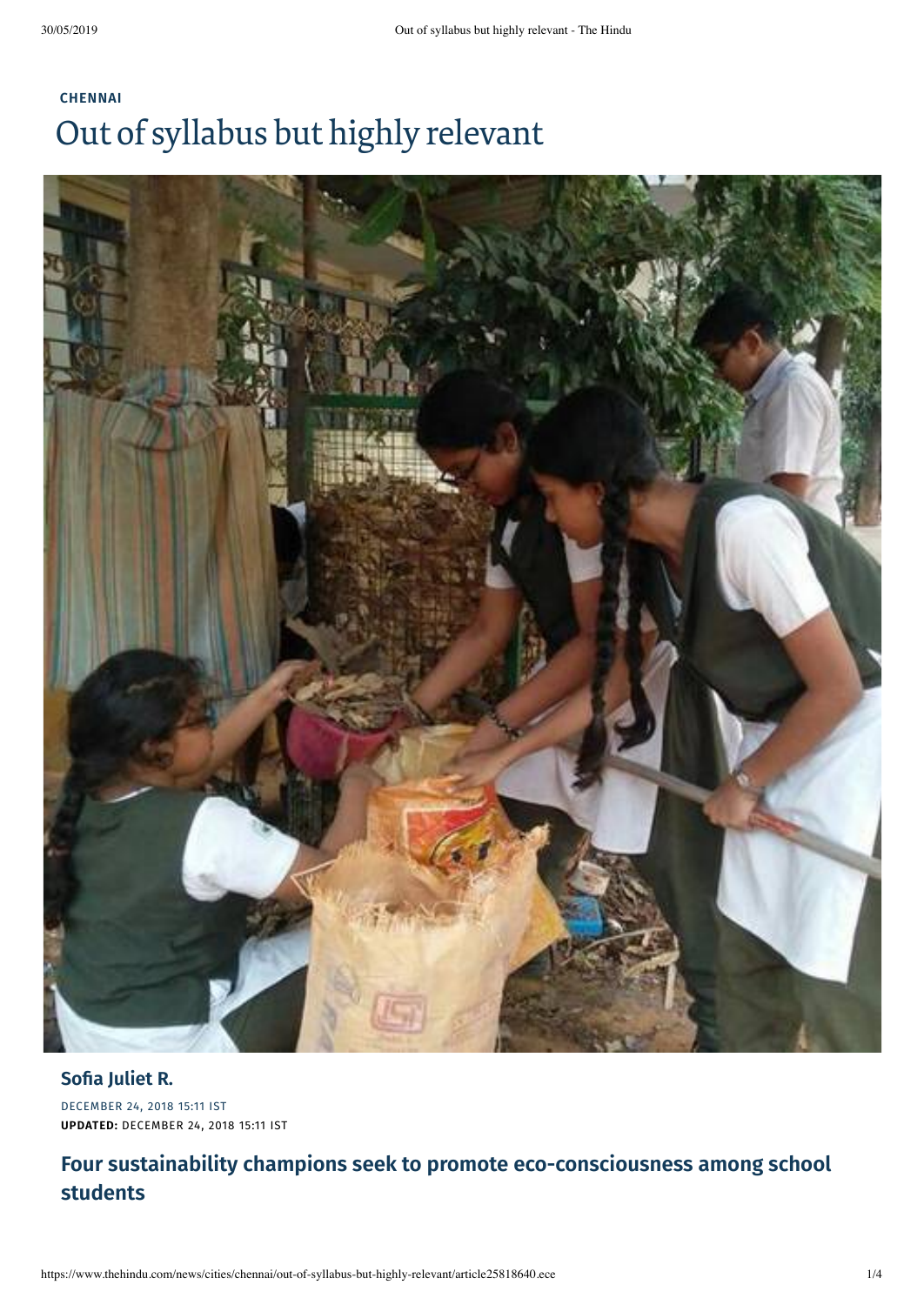**CHENNAI**

# Out of syllabus but highly relevant

**Sofia Juliet R.**

DECEMBER 24, 2018 15:11 IST

**UPDATED:** DECEMBER 24, 2018 15:11 IST

## Four sustainability champions seek to promote eco-consciousness among school students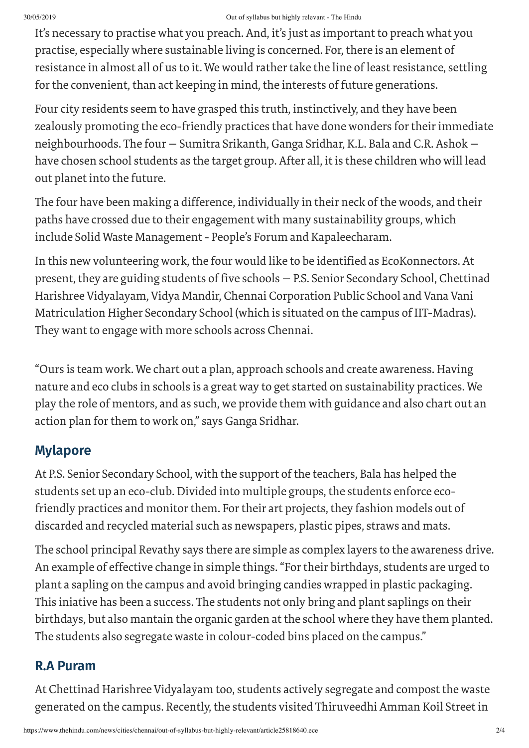It's necessary to practise what you preach. And, it's just as important to preach what you practise, especially where sustainable living is concerned. For, there is an element of resistance in almost all of us to it. We would rather take the line of least resistance, settling for the convenient, than act keeping in mind, the interests of future generations.

Four city residents seem to have grasped this truth, instinctively, and they have been zealously promoting the eco-friendly practices that have done wonders for their immediate neighbourhoods. The four — Sumitra Srikanth, Ganga Sridhar, K.L. Bala and C.R. Ashok — have chosen school students as the target group. After all, it is these children who will lead out planet into the future.

The four have been making a difference, individually in their neck of the woods, and their paths have crossed due to their engagement with many sustainability groups, which include Solid Waste Management - People's Forum and Kapaleecharam.

In this new volunteering work, the four would like to be identified as EcoKonnectors. At present, they are guiding students of five schools — P.S. Senior Secondary School, Chettinad Harishree Vidyalayam, Vidya Mandir, Chennai Corporation Public School and Vana Vani Matriculation Higher Secondary School (which is situated on the campus of IIT-Madras). They want to engage with more schools across Chennai.

"Ours is team work. We chart out a plan, approach schools and create awareness. Having nature and eco clubs in schools is a great way to get started on sustainability practices. We play the role of mentors, and as such, we provide them with guidance and also chart out an action plan for them to work on," says Ganga Sridhar.

## Mylapore

At P.S. Senior Secondary School, with the support of the teachers, Bala has helped the students set up an eco-club. Divided into multiple groups, the students enforce eco-friendly practices and monitor them. For their art projects, they fashion models out of discarded and recycled material such as newspapers, plastic pipes, straws and mats.

The school principal Revathy says there are simple as complex layers to the awareness drive. An example of effective change in simple things. "For their birthdays, students are urged to plant a sapling on the campus and avoid bringing candies wrapped in plastic packaging. This iniative has been a success. The students not only bring and plant saplings on their birthdays, but also mantain the organic garden at the school where they have them planted. The students also segregate waste in colour-coded bins placed on the campus."

## R.A Puram

At Chettinad Harishree Vidyalayam too, students actively segregate and compost the waste generated on the campus. Recently, the students visited Thiruveedhi Amman Koil Street in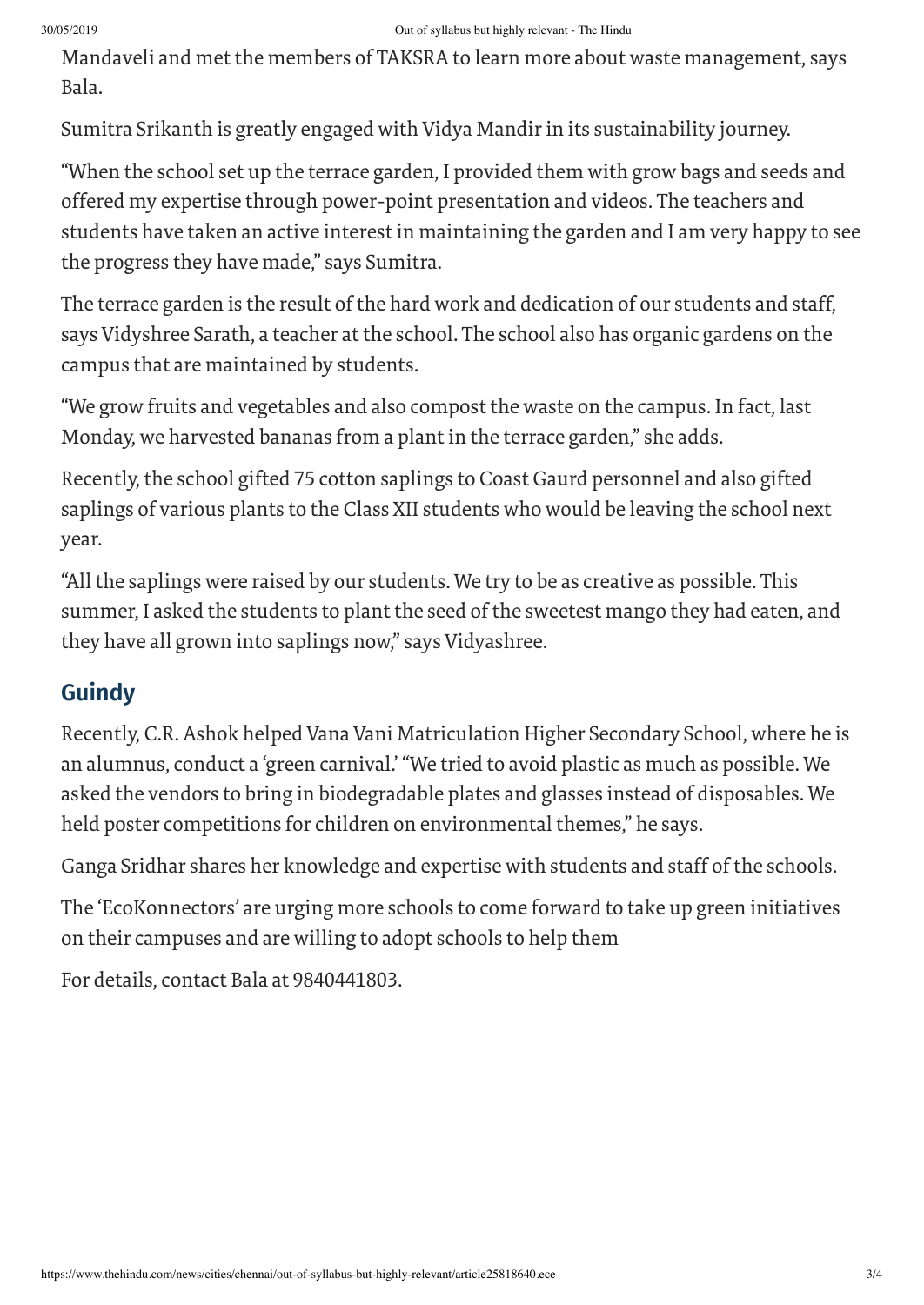Mandaveli and met the members of TAKSRA to learn more about waste management, says Bala.

Sumitra Srikanth is greatly engaged with Vidya Mandir in its sustainability journey.

"When the school set up the terrace garden, I provided them with grow bags and seeds and offered my expertise through power-point presentation and videos. The teachers and students have taken an active interest in maintaining the garden and I am very happy to see the progress they have made," says Sumitra.

The terrace garden is the result of the hard work and dedication of our students and staff, says Vidyshree Sarath, a teacher at the school. The school also has organic gardens on the campus that are maintained by students.

"We grow fruits and vegetables and also compost the waste on the campus. In fact, last Monday, we harvested bananas from a plant in the terrace garden," she adds.

Recently, the school gifted 75 cotton saplings to Coast Gaurd personnel and also gifted saplings of various plants to the Class XII students who would be leaving the school next year.

"All the saplings were raised by our students. We try to be as creative as possible. This summer, I asked the students to plant the seed of the sweetest mango they had eaten, and they have all grown into saplings now," says Vidyashree.

## Guindy

Recently, C.R. Ashok helped Vana Vani Matriculation Higher Secondary School, where he is an alumnus, conduct a 'green carnival.' "We tried to avoid plastic as much as possible. We asked the vendors to bring in biodegradable plates and glasses instead of disposables. We held poster competitions for children on environmental themes," he says.

Ganga Sridhar shares her knowledge and expertise with students and staff of the schools.

The 'EcoKonnectors' are urging more schools to come forward to take up green initiatives on their campuses and are willing to adopt schools to help them

For details, contact Bala at 9840441803.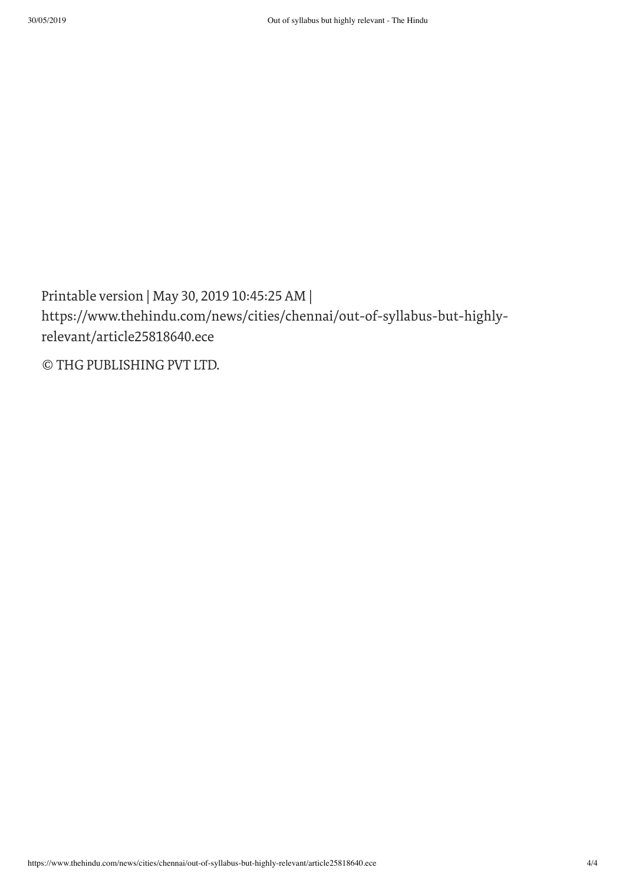Printable version | May 30, 2019 10:45:25 AM | https://www.thehindu.com/news/cities/chennai/out-of-syllabus-but-highly-relevant/article25818640.ece

© THG PUBLISHING PVT LTD.